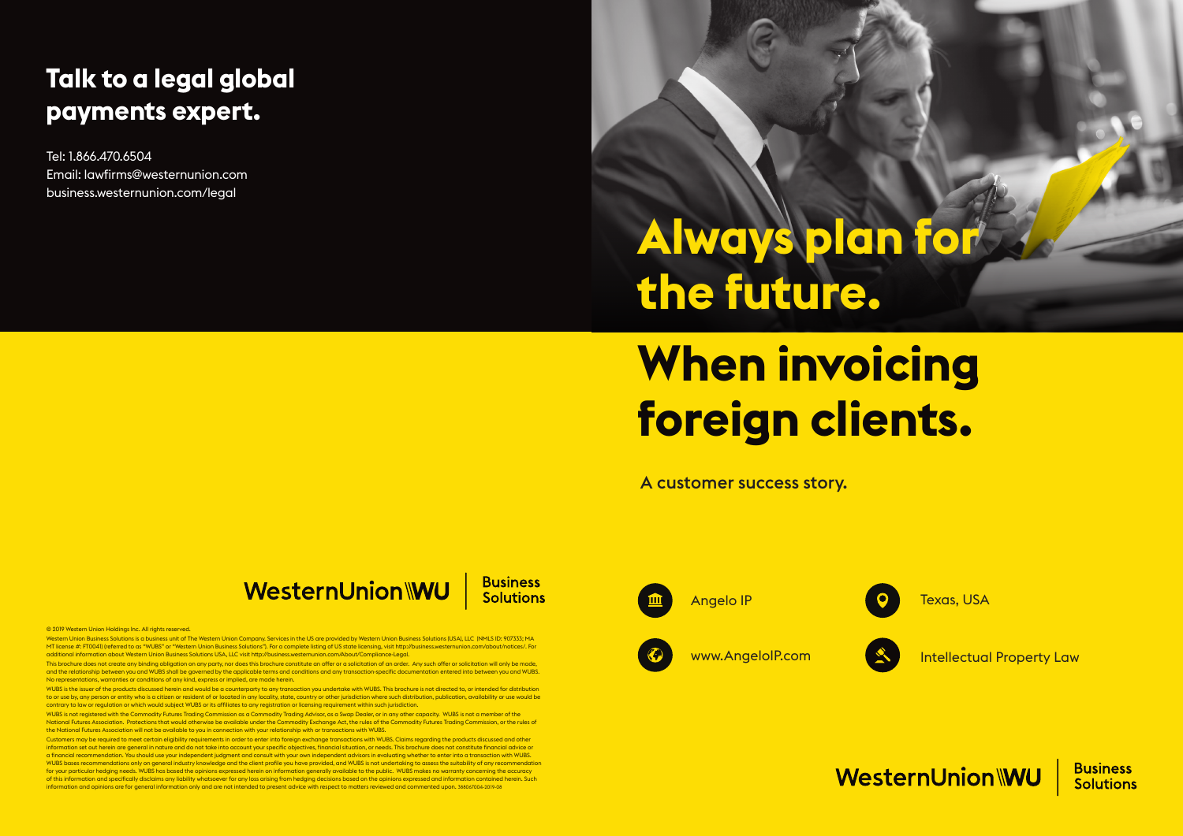## Talk to a legal global payments expert.

Tel: 1.866.470.6504
Email: lawfirms@westernunion.com
business.westernunion.com/legal

WesternUnion WU | Business Solutions

© 2019 Western Union Holdings Inc. All rights reserved.

Western Union Business Solutions is a business unit of The Western Union Company. Services in the US are provided by Western Union Business Solutions (USA), LLC (NMLS ID: 907333; MA MT license #: FT0041) (referred to as "WUBS" or "Western Union Business Solutions"). For a complete listing of US state licensing, visit http://business.westernunion.com/about/notices/. For additional information about Western Union Business Solutions USA, LLC visit http://business.westernunion.com/About/Compliance-Legal.

This brochure does not create any binding obligation on any party, nor does this brochure constitute an offer or a solicitation of an order. Any such offer or solicitation will only be made, and the relationship between you and WUBS shall be governed by the applicable terms and conditions and any transaction-specific documentation entered into between you and WUBS. No representations, warranties or conditions of any kind, express or implied, are made herein.

WUBS is the issuer of the products discussed herein and would be a counterparty to any transaction you undertake with WUBS. This brochure is not directed to, or intended for distribution to or use by, any person or entity who is a citizen or resident of or located in any locality, state, country or other jurisdiction where such distribution, publication, availability or use would be contrary to law or regulation or which would subject WUBS or its affiliates to any registration or licensing requirement within such jurisdiction.

WUBS is not registered with the Commodity Futures Trading Commission as a Commodity Trading Advisor, as a Swap Dealer, or in any other capacity. WUBS is not a member of the National Futures Association. Protections that would otherwise be available under the Commodity Exchange Act, the rules of the Commodity Futures Trading Commission, or the rules of the National Futures Association will not be available to you in connection with your relationship with or transactions with WUBS.

Customers may be required to meet certain eligibility requirements in order to enter into foreign exchange transactions with WUBS. Claims regarding the products discussed and other information set out herein are general in nature and do not take into account your specific objectives, financial situation, or needs. This brochure does not constitute financial advice or a financial recommendation. You should use your independent judgment and consult with your own independent advisors in evaluating whether to enter into a transaction with WUBS. WUBS bases recommendations only on general industry knowledge and the client profile you have provided, and WUBS is not undertaking to assess the suitability of any recommendation for your particular hedging needs. WUBS has based the opinions expressed herein on information generally available to the public. WUBS makes no warranty concerning the accuracy of this information and specifically disclaims any liability whatsoever for any loss arising from hedging decisions based on the opinions expressed and information contained herein. Such information and opinions are for general information only and are not intended to present advice with respect to matters reviewed and commented upon. 388067004-2019-08

# Always plan for the future.

# When invoicing foreign clients.

A customer success story.

Angelo IP

Texas, USA

www.AngeloIP.com

Intellectual Property Law

WesternUnion WU | Business Solutions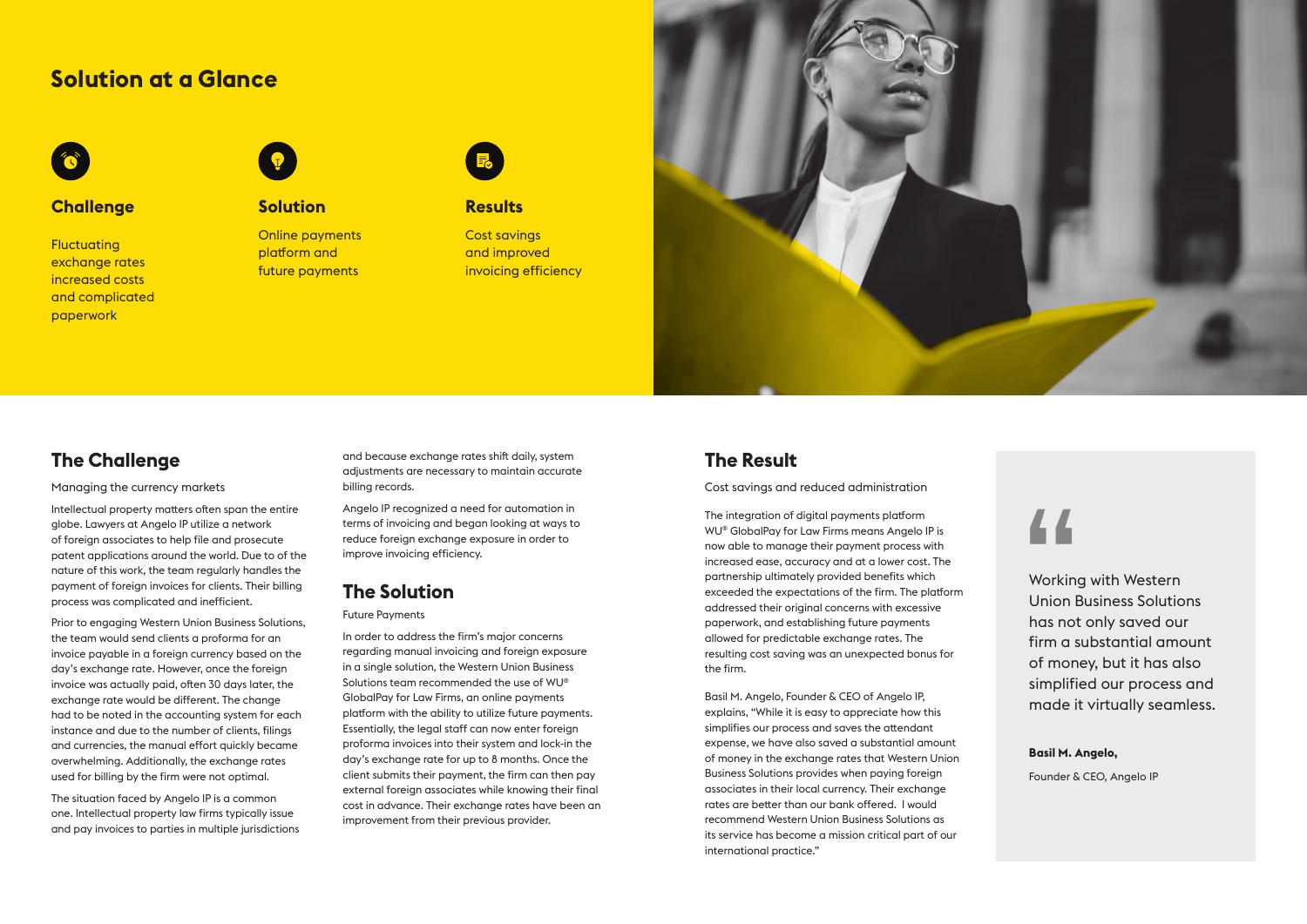## Solution at a Glance

### Challenge

Fluctuating exchange rates increased costs and complicated paperwork

### Solution

Online payments platform and future payments

### Results

Cost savings and improved invoicing efficiency

## The Challenge

Managing the currency markets

Intellectual property matters often span the entire globe. Lawyers at Angelo IP utilize a network of foreign associates to help file and prosecute patent applications around the world. Due to of the nature of this work, the team regularly handles the payment of foreign invoices for clients. Their billing process was complicated and inefficient.

Prior to engaging Western Union Business Solutions, the team would send clients a proforma for an invoice payable in a foreign currency based on the day's exchange rate. However, once the foreign invoice was actually paid, often 30 days later, the exchange rate would be different. The change had to be noted in the accounting system for each instance and due to the number of clients, filings and currencies, the manual effort quickly became overwhelming. Additionally, the exchange rates used for billing by the firm were not optimal.

The situation faced by Angelo IP is a common one. Intellectual property law firms typically issue and pay invoices to parties in multiple jurisdictions and because exchange rates shift daily, system adjustments are necessary to maintain accurate billing records.

Angelo IP recognized a need for automation in terms of invoicing and began looking at ways to reduce foreign exchange exposure in order to improve invoicing efficiency.

## The Solution

Future Payments

In order to address the firm's major concerns regarding manual invoicing and foreign exposure in a single solution, the Western Union Business Solutions team recommended the use of WU® GlobalPay for Law Firms, an online payments platform with the ability to utilize future payments. Essentially, the legal staff can now enter foreign proforma invoices into their system and lock-in the day's exchange rate for up to 8 months. Once the client submits their payment, the firm can then pay external foreign associates while knowing their final cost in advance. Their exchange rates have been an improvement from their previous provider.

## The Result

Cost savings and reduced administration

The integration of digital payments platform WU® GlobalPay for Law Firms means Angelo IP is now able to manage their payment process with increased ease, accuracy and at a lower cost. The partnership ultimately provided benefits which exceeded the expectations of the firm. The platform addressed their original concerns with excessive paperwork, and establishing future payments allowed for predictable exchange rates. The resulting cost saving was an unexpected bonus for the firm.

Basil M. Angelo, Founder & CEO of Angelo IP, explains, "While it is easy to appreciate how this simplifies our process and saves the attendant expense, we have also saved a substantial amount of money in the exchange rates that Western Union Business Solutions provides when paying foreign associates in their local currency. Their exchange rates are better than our bank offered. I would recommend Western Union Business Solutions as its service has become a mission critical part of our international practice."

> Working with Western Union Business Solutions has not only saved our firm a substantial amount of money, but it has also simplified our process and made it virtually seamless.
>
> **Basil M. Angelo,**
>
> Founder & CEO, Angelo IP